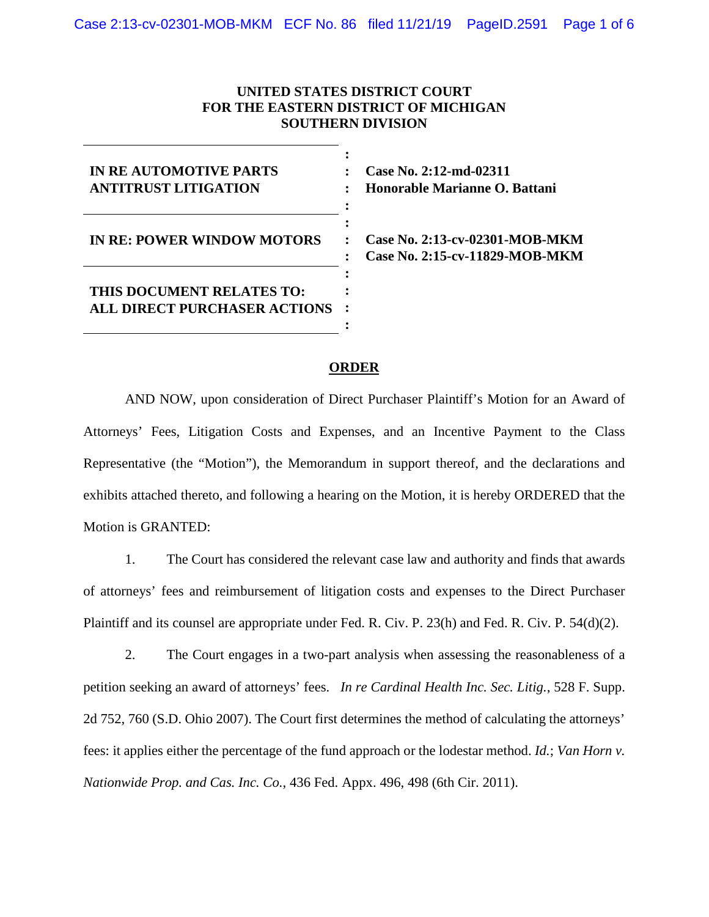**UNITED STATES DISTRICT COURT**
**FOR THE EASTERN DISTRICT OF MICHIGAN**
**SOUTHERN DIVISION**

| | |
|---|---|
| **IN RE AUTOMOTIVE PARTS ANTITRUST LITIGATION** | **Case No. 2:12-md-02311** **Honorable Marianne O. Battani** |
| **IN RE: POWER WINDOW MOTORS** | **Case No. 2:13-cv-02301-MOB-MKM** **Case No. 2:15-cv-11829-MOB-MKM** |
| **THIS DOCUMENT RELATES TO: ALL DIRECT PURCHASER ACTIONS** | |

**ORDER**

AND NOW, upon consideration of Direct Purchaser Plaintiff's Motion for an Award of Attorneys' Fees, Litigation Costs and Expenses, and an Incentive Payment to the Class Representative (the "Motion"), the Memorandum in support thereof, and the declarations and exhibits attached thereto, and following a hearing on the Motion, it is hereby ORDERED that the Motion is GRANTED:

1. The Court has considered the relevant case law and authority and finds that awards of attorneys' fees and reimbursement of litigation costs and expenses to the Direct Purchaser Plaintiff and its counsel are appropriate under Fed. R. Civ. P. 23(h) and Fed. R. Civ. P. 54(d)(2).

2. The Court engages in a two-part analysis when assessing the reasonableness of a petition seeking an award of attorneys' fees. *In re Cardinal Health Inc. Sec. Litig.*, 528 F. Supp. 2d 752, 760 (S.D. Ohio 2007). The Court first determines the method of calculating the attorneys' fees: it applies either the percentage of the fund approach or the lodestar method. *Id.*; *Van Horn v. Nationwide Prop. and Cas. Inc. Co.*, 436 Fed. Appx. 496, 498 (6th Cir. 2011).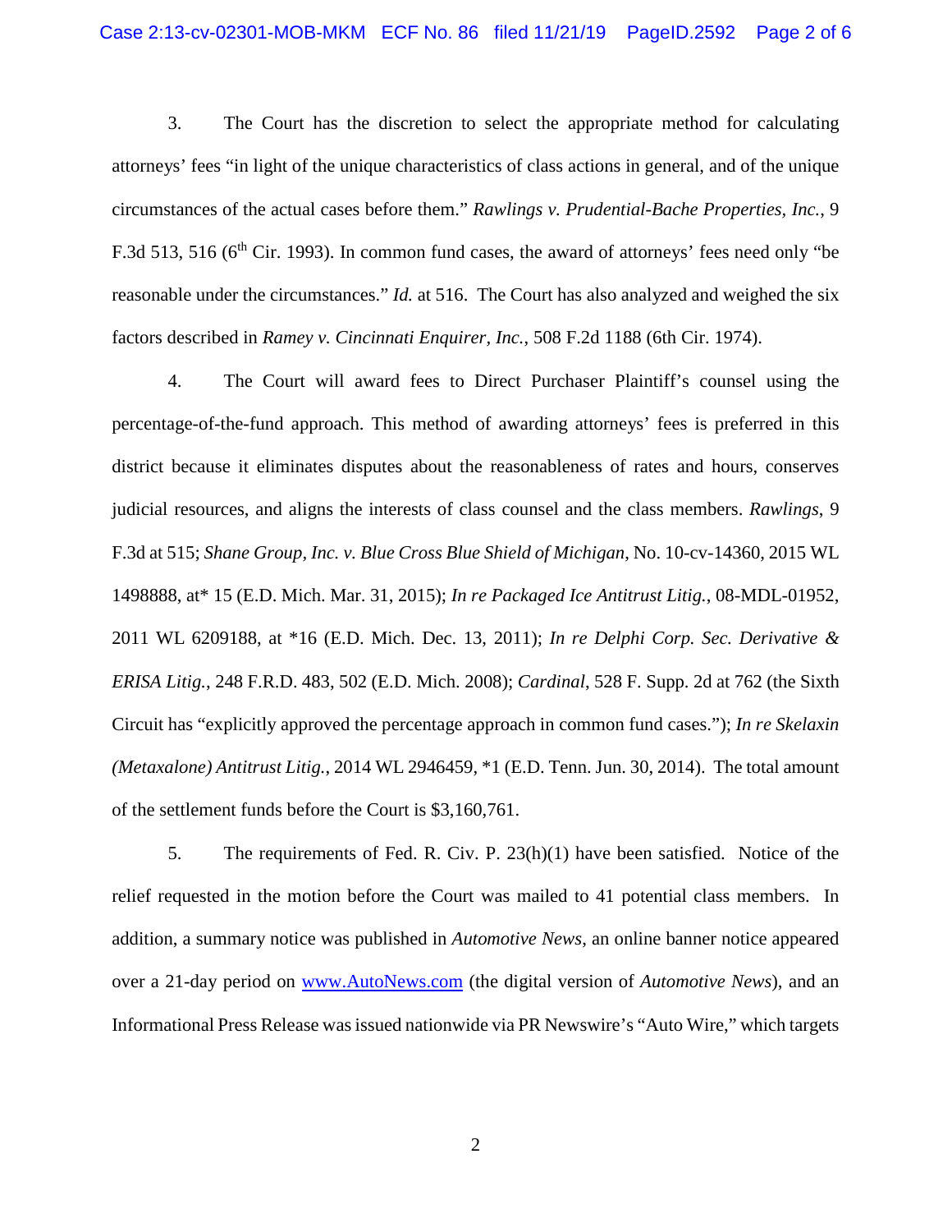3. The Court has the discretion to select the appropriate method for calculating attorneys' fees "in light of the unique characteristics of class actions in general, and of the unique circumstances of the actual cases before them." *Rawlings v. Prudential-Bache Properties, Inc.*, 9 F.3d 513, 516 (6th Cir. 1993). In common fund cases, the award of attorneys' fees need only "be reasonable under the circumstances." *Id.* at 516. The Court has also analyzed and weighed the six factors described in *Ramey v. Cincinnati Enquirer, Inc.*, 508 F.2d 1188 (6th Cir. 1974).

4. The Court will award fees to Direct Purchaser Plaintiff's counsel using the percentage-of-the-fund approach. This method of awarding attorneys' fees is preferred in this district because it eliminates disputes about the reasonableness of rates and hours, conserves judicial resources, and aligns the interests of class counsel and the class members. *Rawlings*, 9 F.3d at 515; *Shane Group, Inc. v. Blue Cross Blue Shield of Michigan*, No. 10-cv-14360, 2015 WL 1498888, at* 15 (E.D. Mich. Mar. 31, 2015); *In re Packaged Ice Antitrust Litig.*, 08-MDL-01952, 2011 WL 6209188, at *16 (E.D. Mich. Dec. 13, 2011); *In re Delphi Corp. Sec. Derivative & ERISA Litig.*, 248 F.R.D. 483, 502 (E.D. Mich. 2008); *Cardinal*, 528 F. Supp. 2d at 762 (the Sixth Circuit has "explicitly approved the percentage approach in common fund cases."); *In re Skelaxin (Metaxalone) Antitrust Litig.*, 2014 WL 2946459, *1 (E.D. Tenn. Jun. 30, 2014). The total amount of the settlement funds before the Court is $3,160,761.

5. The requirements of Fed. R. Civ. P. 23(h)(1) have been satisfied. Notice of the relief requested in the motion before the Court was mailed to 41 potential class members. In addition, a summary notice was published in *Automotive News*, an online banner notice appeared over a 21-day period on www.AutoNews.com (the digital version of *Automotive News*), and an Informational Press Release was issued nationwide via PR Newswire's "Auto Wire," which targets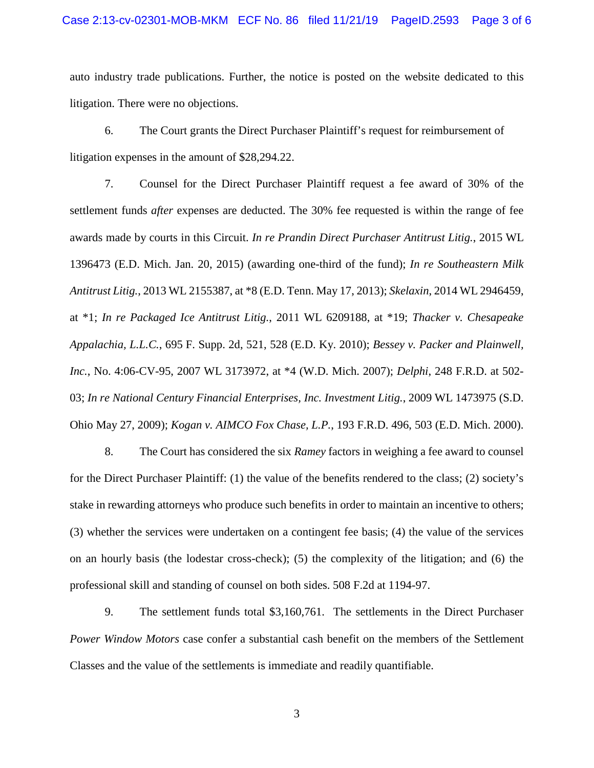auto industry trade publications. Further, the notice is posted on the website dedicated to this litigation. There were no objections.

6. The Court grants the Direct Purchaser Plaintiff's request for reimbursement of litigation expenses in the amount of $28,294.22.

7. Counsel for the Direct Purchaser Plaintiff request a fee award of 30% of the settlement funds *after* expenses are deducted. The 30% fee requested is within the range of fee awards made by courts in this Circuit. *In re Prandin Direct Purchaser Antitrust Litig.*, 2015 WL 1396473 (E.D. Mich. Jan. 20, 2015) (awarding one-third of the fund); *In re Southeastern Milk Antitrust Litig.*, 2013 WL 2155387, at *8 (E.D. Tenn. May 17, 2013); *Skelaxin*, 2014 WL 2946459, at *1; *In re Packaged Ice Antitrust Litig.*, 2011 WL 6209188, at *19; *Thacker v. Chesapeake Appalachia, L.L.C.*, 695 F. Supp. 2d, 521, 528 (E.D. Ky. 2010); *Bessey v. Packer and Plainwell, Inc.*, No. 4:06-CV-95, 2007 WL 3173972, at *4 (W.D. Mich. 2007); *Delphi*, 248 F.R.D. at 502-03; *In re National Century Financial Enterprises, Inc. Investment Litig.*, 2009 WL 1473975 (S.D. Ohio May 27, 2009); *Kogan v. AIMCO Fox Chase, L.P.*, 193 F.R.D. 496, 503 (E.D. Mich. 2000).

8. The Court has considered the six *Ramey* factors in weighing a fee award to counsel for the Direct Purchaser Plaintiff: (1) the value of the benefits rendered to the class; (2) society's stake in rewarding attorneys who produce such benefits in order to maintain an incentive to others; (3) whether the services were undertaken on a contingent fee basis; (4) the value of the services on an hourly basis (the lodestar cross-check); (5) the complexity of the litigation; and (6) the professional skill and standing of counsel on both sides. 508 F.2d at 1194-97.

9. The settlement funds total $3,160,761. The settlements in the Direct Purchaser *Power Window Motors* case confer a substantial cash benefit on the members of the Settlement Classes and the value of the settlements is immediate and readily quantifiable.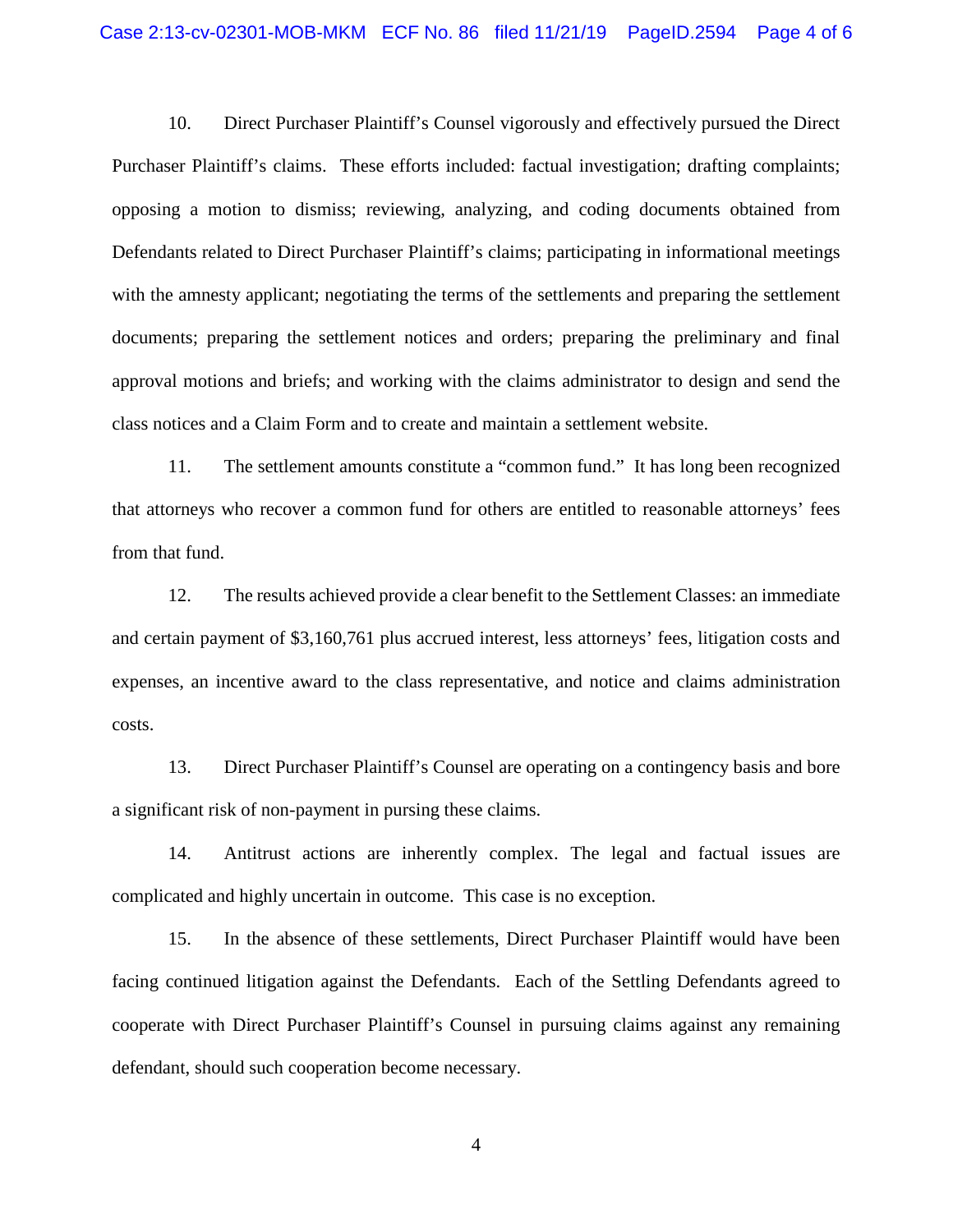10. Direct Purchaser Plaintiff's Counsel vigorously and effectively pursued the Direct Purchaser Plaintiff's claims. These efforts included: factual investigation; drafting complaints; opposing a motion to dismiss; reviewing, analyzing, and coding documents obtained from Defendants related to Direct Purchaser Plaintiff's claims; participating in informational meetings with the amnesty applicant; negotiating the terms of the settlements and preparing the settlement documents; preparing the settlement notices and orders; preparing the preliminary and final approval motions and briefs; and working with the claims administrator to design and send the class notices and a Claim Form and to create and maintain a settlement website.

11. The settlement amounts constitute a "common fund." It has long been recognized that attorneys who recover a common fund for others are entitled to reasonable attorneys' fees from that fund.

12. The results achieved provide a clear benefit to the Settlement Classes: an immediate and certain payment of $3,160,761 plus accrued interest, less attorneys' fees, litigation costs and expenses, an incentive award to the class representative, and notice and claims administration costs.

13. Direct Purchaser Plaintiff's Counsel are operating on a contingency basis and bore a significant risk of non-payment in pursing these claims.

14. Antitrust actions are inherently complex. The legal and factual issues are complicated and highly uncertain in outcome. This case is no exception.

15. In the absence of these settlements, Direct Purchaser Plaintiff would have been facing continued litigation against the Defendants. Each of the Settling Defendants agreed to cooperate with Direct Purchaser Plaintiff's Counsel in pursuing claims against any remaining defendant, should such cooperation become necessary.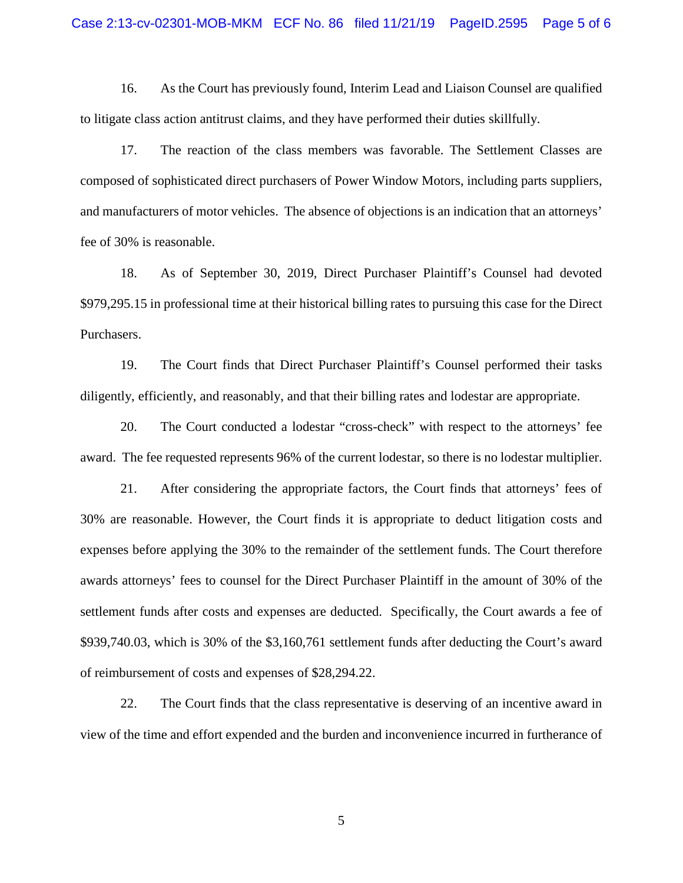16. As the Court has previously found, Interim Lead and Liaison Counsel are qualified to litigate class action antitrust claims, and they have performed their duties skillfully.

17. The reaction of the class members was favorable. The Settlement Classes are composed of sophisticated direct purchasers of Power Window Motors, including parts suppliers, and manufacturers of motor vehicles. The absence of objections is an indication that an attorneys' fee of 30% is reasonable.

18. As of September 30, 2019, Direct Purchaser Plaintiff's Counsel had devoted $979,295.15 in professional time at their historical billing rates to pursuing this case for the Direct Purchasers.

19. The Court finds that Direct Purchaser Plaintiff's Counsel performed their tasks diligently, efficiently, and reasonably, and that their billing rates and lodestar are appropriate.

20. The Court conducted a lodestar "cross-check" with respect to the attorneys' fee award. The fee requested represents 96% of the current lodestar, so there is no lodestar multiplier.

21. After considering the appropriate factors, the Court finds that attorneys' fees of 30% are reasonable. However, the Court finds it is appropriate to deduct litigation costs and expenses before applying the 30% to the remainder of the settlement funds. The Court therefore awards attorneys' fees to counsel for the Direct Purchaser Plaintiff in the amount of 30% of the settlement funds after costs and expenses are deducted. Specifically, the Court awards a fee of $939,740.03, which is 30% of the $3,160,761 settlement funds after deducting the Court's award of reimbursement of costs and expenses of $28,294.22.

22. The Court finds that the class representative is deserving of an incentive award in view of the time and effort expended and the burden and inconvenience incurred in furtherance of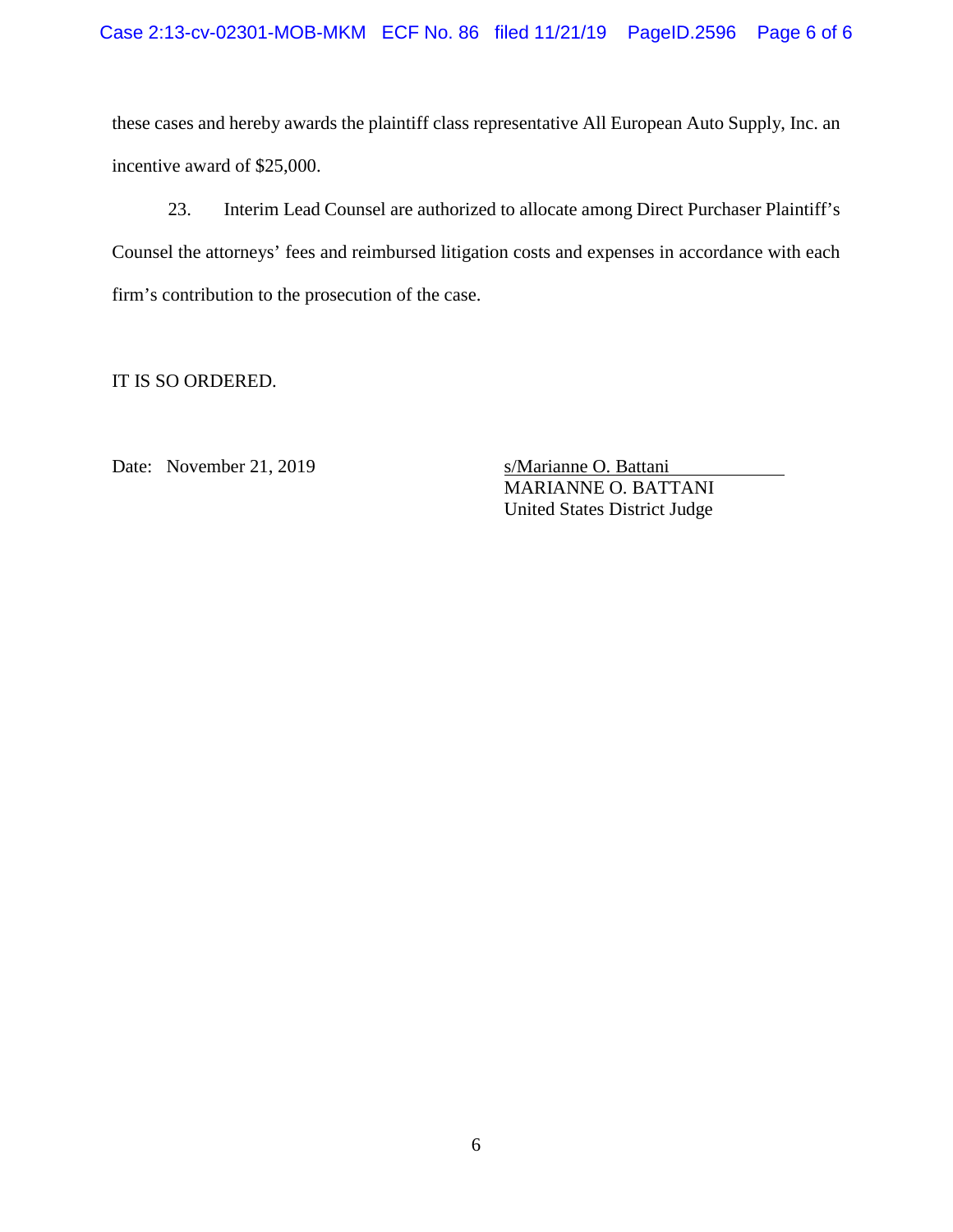these cases and hereby awards the plaintiff class representative All European Auto Supply, Inc. an incentive award of $25,000.

23. Interim Lead Counsel are authorized to allocate among Direct Purchaser Plaintiff's Counsel the attorneys' fees and reimbursed litigation costs and expenses in accordance with each firm's contribution to the prosecution of the case.

IT IS SO ORDERED.

Date: November 21, 2019

s/Marianne O. Battani
MARIANNE O. BATTANI
United States District Judge